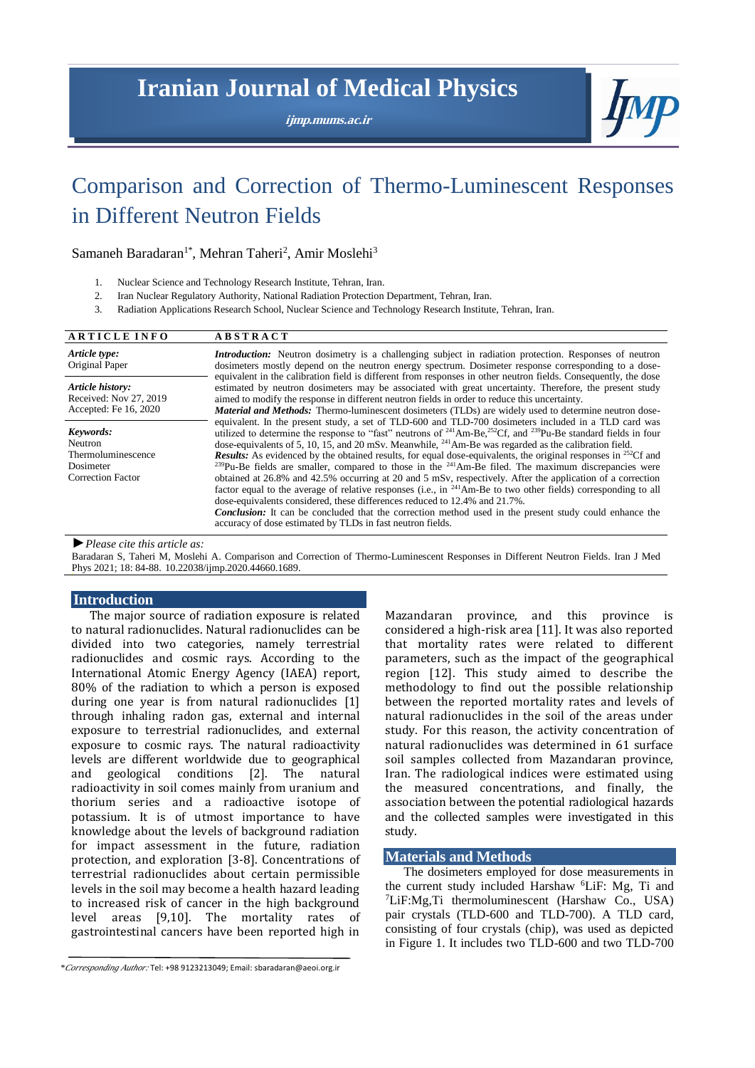# Comparison and Correction of Thermo-Luminescent Responses in Different Neutron Fields

Samaneh Baradaran[1*], Mehran Taheri[2], Amir Moslehi[3]

1. Nuclear Science and Technology Research Institute, Tehran, Iran.
2. Iran Nuclear Regulatory Authority, National Radiation Protection Department, Tehran, Iran.
3. Radiation Applications Research School, Nuclear Science and Technology Research Institute, Tehran, Iran.

| ARTICLE INFO | ABSTRACT |
|---|---|
| *Article type:* Original Paper<br><br>*Article history:* Received: Nov 27, 2019 Accepted: Fe 16, 2020<br><br>*Keywords:* Neutron Thermoluminescence Dosimeter Correction Factor | ***Introduction:*** Neutron dosimetry is a challenging subject in radiation protection. Responses of neutron dosimeters mostly depend on the neutron energy spectrum. Dosimeter response corresponding to a dose-equivalent in the calibration field is different from responses in other neutron fields. Consequently, the dose estimated by neutron dosimeters may be associated with great uncertainty. Therefore, the present study aimed to modify the response in different neutron fields in order to reduce this uncertainty.<br>***Material and Methods:*** Thermo-luminescent dosimeters (TLDs) are widely used to determine neutron dose-equivalent. In the present study, a set of TLD-600 and TLD-700 dosimeters included in a TLD card was utilized to determine the response to "fast" neutrons of $^{241}$Am-Be,$^{252}$Cf, and $^{239}$Pu-Be standard fields in four dose-equivalents of 5, 10, 15, and 20 mSv. Meanwhile, $^{241}$Am-Be was regarded as the calibration field.<br>***Results:*** As evidenced by the obtained results, for equal dose-equivalents, the original responses in $^{252}$Cf and $^{239}$Pu-Be fields are smaller, compared to those in the $^{241}$Am-Be filed. The maximum discrepancies were obtained at 26.8% and 42.5% occurring at 20 and 5 mSv, respectively. After the application of a correction factor equal to the average of relative responses (i.e., in $^{241}$Am-Be to two other fields) corresponding to all dose-equivalents considered, these differences reduced to 12.4% and 21.7%.<br>***Conclusion:*** It can be concluded that the correction method used in the present study could enhance the accuracy of dose estimated by TLDs in fast neutron fields. |

► *Please cite this article as:*

Baradaran S, Taheri M, Moslehi A. Comparison and Correction of Thermo-Luminescent Responses in Different Neutron Fields. Iran J Med Phys 2021; 18: 84-88. 10.22038/ijmp.2020.44660.1689.

## Introduction

The major source of radiation exposure is related to natural radionuclides. Natural radionuclides can be divided into two categories, namely terrestrial radionuclides and cosmic rays. According to the International Atomic Energy Agency (IAEA) report, 80% of the radiation to which a person is exposed during one year is from natural radionuclides [1] through inhaling radon gas, external and internal exposure to terrestrial radionuclides, and external exposure to cosmic rays. The natural radioactivity levels are different worldwide due to geographical and geological conditions [2]. The natural radioactivity in soil comes mainly from uranium and thorium series and a radioactive isotope of potassium. It is of utmost importance to have knowledge about the levels of background radiation for impact assessment in the future, radiation protection, and exploration [3-8]. Concentrations of terrestrial radionuclides about certain permissible levels in the soil may become a health hazard leading to increased risk of cancer in the high background level areas [9,10]. The mortality rates of gastrointestinal cancers have been reported high in Mazandaran province, and this province is considered a high-risk area [11]. It was also reported that mortality rates were related to different parameters, such as the impact of the geographical region [12]. This study aimed to describe the methodology to find out the possible relationship between the reported mortality rates and levels of natural radionuclides in the soil of the areas under study. For this reason, the activity concentration of natural radionuclides was determined in 61 surface soil samples collected from Mazandaran province, Iran. The radiological indices were estimated using the measured concentrations, and finally, the association between the potential radiological hazards and the collected samples were investigated in this study.

## Materials and Methods

The dosimeters employed for dose measurements in the current study included Harshaw $^{6}$LiF: Mg, Ti and $^{7}$LiF:Mg,Ti thermoluminescent (Harshaw Co., USA) pair crystals (TLD-600 and TLD-700). A TLD card, consisting of four crystals (chip), was used as depicted in Figure 1. It includes two TLD-600 and two TLD-700

*\*Corresponding Author:* Tel: +98 9123213049; Email: sbaradaran@aeoi.org.ir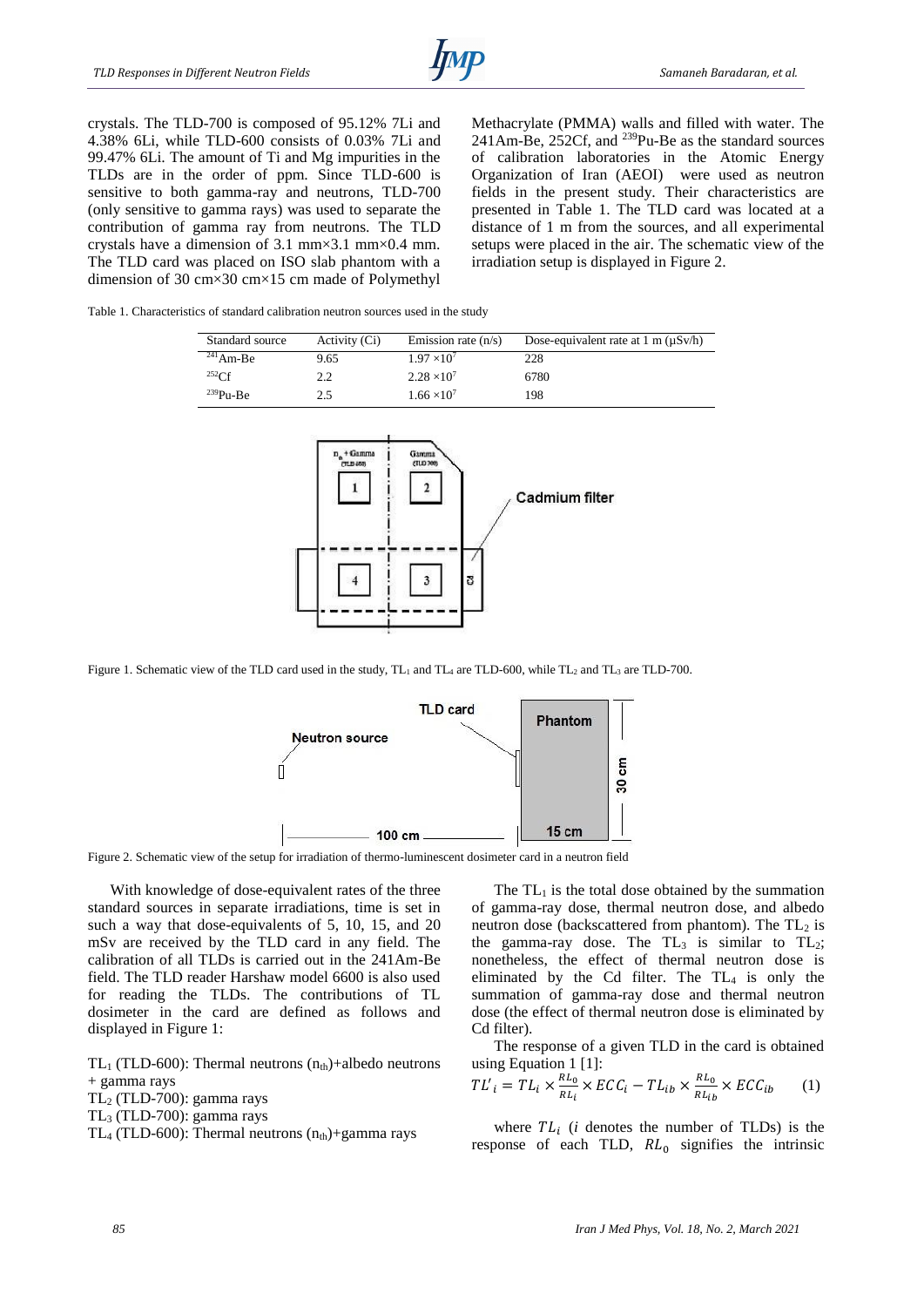crystals. The TLD-700 is composed of 95.12% 7Li and 4.38% 6Li, while TLD-600 consists of 0.03% 7Li and 99.47% 6Li. The amount of Ti and Mg impurities in the TLDs are in the order of ppm. Since TLD-600 is sensitive to both gamma-ray and neutrons, TLD-700 (only sensitive to gamma rays) was used to separate the contribution of gamma ray from neutrons. The TLD crystals have a dimension of 3.1 mm×3.1 mm×0.4 mm. The TLD card was placed on ISO slab phantom with a dimension of 30 cm×30 cm×15 cm made of Polymethyl Methacrylate (PMMA) walls and filled with water. The 241Am-Be, 252Cf, and $^{239}$Pu-Be as the standard sources of calibration laboratories in the Atomic Energy Organization of Iran (AEOI) were used as neutron fields in the present study. Their characteristics are presented in Table 1. The TLD card was located at a distance of 1 m from the sources, and all experimental setups were placed in the air. The schematic view of the irradiation setup is displayed in Figure 2.

Table 1. Characteristics of standard calibration neutron sources used in the study

| Standard source | Activity (Ci) | Emission rate (n/s) | Dose-equivalent rate at 1 m (μSv/h) |
| --- | --- | --- | --- |
| $^{241}$Am-Be | 9.65 | $1.97 \times 10^{7}$ | 228 |
| $^{252}$Cf | 2.2 | $2.28 \times 10^{7}$ | 6780 |
| $^{239}$Pu-Be | 2.5 | $1.66 \times 10^{7}$ | 198 |

Figure 1. Schematic view of the TLD card used in the study, $TL_1$ and $TL_4$ are TLD-600, while $TL_2$ and $TL_3$ are TLD-700.

Figure 2. Schematic view of the setup for irradiation of thermo-luminescent dosimeter card in a neutron field

With knowledge of dose-equivalent rates of the three standard sources in separate irradiations, time is set in such a way that dose-equivalents of 5, 10, 15, and 20 mSv are received by the TLD card in any field. The calibration of all TLDs is carried out in the 241Am-Be field. The TLD reader Harshaw model 6600 is also used for reading the TLDs. The contributions of TL dosimeter in the card are defined as follows and displayed in Figure 1:

$TL_1$ (TLD-600): Thermal neutrons ($n_{th}$)+albedo neutrons + gamma rays
$TL_2$ (TLD-700): gamma rays
$TL_3$ (TLD-700): gamma rays
$TL_4$ (TLD-600): Thermal neutrons ($n_{th}$)+gamma rays

The $TL_1$ is the total dose obtained by the summation of gamma-ray dose, thermal neutron dose, and albedo neutron dose (backscattered from phantom). The $TL_2$ is the gamma-ray dose. The $TL_3$ is similar to $TL_2$; nonetheless, the effect of thermal neutron dose is eliminated by the Cd filter. The $TL_4$ is only the summation of gamma-ray dose and thermal neutron dose (the effect of thermal neutron dose is eliminated by Cd filter).

The response of a given TLD in the card is obtained using Equation 1 [1]:

$$TL'_i = TL_i \times \frac{RL_0}{RL_i} \times ECC_i - TL_{ib} \times \frac{RL_0}{RL_{ib}} \times ECC_{ib} \qquad (1)$$

where $TL_i$ ($i$ denotes the number of TLDs) is the response of each TLD, $RL_0$ signifies the intrinsic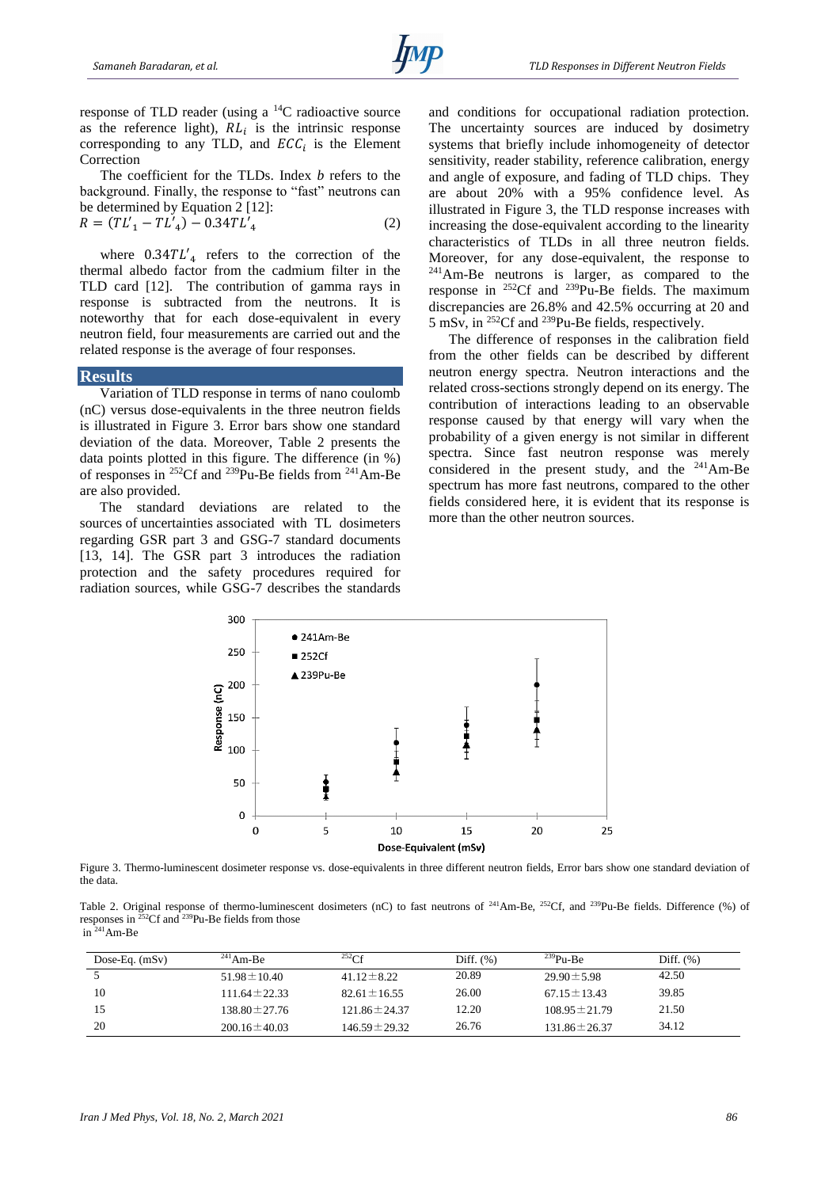response of TLD reader (using a $^{14}C$ radioactive source as the reference light), $RL_i$ is the intrinsic response corresponding to any TLD, and $ECC_i$ is the Element Correction

The coefficient for the TLDs. Index *b* refers to the background. Finally, the response to "fast" neutrons can be determined by Equation 2 [12]:

$$R = (TL'_1 - TL'_4) - 0.34TL'_4 \quad (2)$$

where $0.34TL'_4$ refers to the correction of the thermal albedo factor from the cadmium filter in the TLD card [12]. The contribution of gamma rays in response is subtracted from the neutrons. It is noteworthy that for each dose-equivalent in every neutron field, four measurements are carried out and the related response is the average of four responses.

## Results

Variation of TLD response in terms of nano coulomb (nC) versus dose-equivalents in the three neutron fields is illustrated in Figure 3. Error bars show one standard deviation of the data. Moreover, Table 2 presents the data points plotted in this figure. The difference (in %) of responses in $^{252}Cf$ and $^{239}Pu$-Be fields from $^{241}Am$-Be are also provided.

The standard deviations are related to the sources of uncertainties associated with TL dosimeters regarding GSR part 3 and GSG-7 standard documents [13, 14]. The GSR part 3 introduces the radiation protection and the safety procedures required for radiation sources, while GSG-7 describes the standards and conditions for occupational radiation protection. The uncertainty sources are induced by dosimetry systems that briefly include inhomogeneity of detector sensitivity, reader stability, reference calibration, energy and angle of exposure, and fading of TLD chips. They are about 20% with a 95% confidence level. As illustrated in Figure 3, the TLD response increases with increasing the dose-equivalent according to the linearity characteristics of TLDs in all three neutron fields. Moreover, for any dose-equivalent, the response to $^{241}Am$-Be neutrons is larger, as compared to the response in $^{252}Cf$ and $^{239}Pu$-Be fields. The maximum discrepancies are 26.8% and 42.5% occurring at 20 and 5 mSv, in $^{252}Cf$ and $^{239}Pu$-Be fields, respectively.

The difference of responses in the calibration field from the other fields can be described by different neutron energy spectra. Neutron interactions and the related cross-sections strongly depend on its energy. The contribution of interactions leading to an observable response caused by that energy will vary when the probability of a given energy is not similar in different spectra. Since fast neutron response was merely considered in the present study, and the $^{241}Am$-Be spectrum has more fast neutrons, compared to the other fields considered here, it is evident that its response is more than the other neutron sources.

Figure 3. Thermo-luminescent dosimeter response vs. dose-equivalents in three different neutron fields, Error bars show one standard deviation of the data.

Table 2. Original response of thermo-luminescent dosimeters (nC) to fast neutrons of $^{241}Am$-Be, $^{252}Cf$, and $^{239}Pu$-Be fields. Difference (%) of responses in $^{252}Cf$ and $^{239}Pu$-Be fields from those in $^{241}Am$-Be

| Dose-Eq. (mSv) | $^{241}Am$-Be | $^{252}Cf$ | Diff. (%) | $^{239}Pu$-Be | Diff. (%) |
|---|---|---|---|---|---|
| 5 | 51.98±10.40 | 41.12±8.22 | 20.89 | 29.90±5.98 | 42.50 |
| 10 | 111.64±22.33 | 82.61±16.55 | 26.00 | 67.15±13.43 | 39.85 |
| 15 | 138.80±27.76 | 121.86±24.37 | 12.20 | 108.95±21.79 | 21.50 |
| 20 | 200.16±40.03 | 146.59±29.32 | 26.76 | 131.86±26.37 | 34.12 |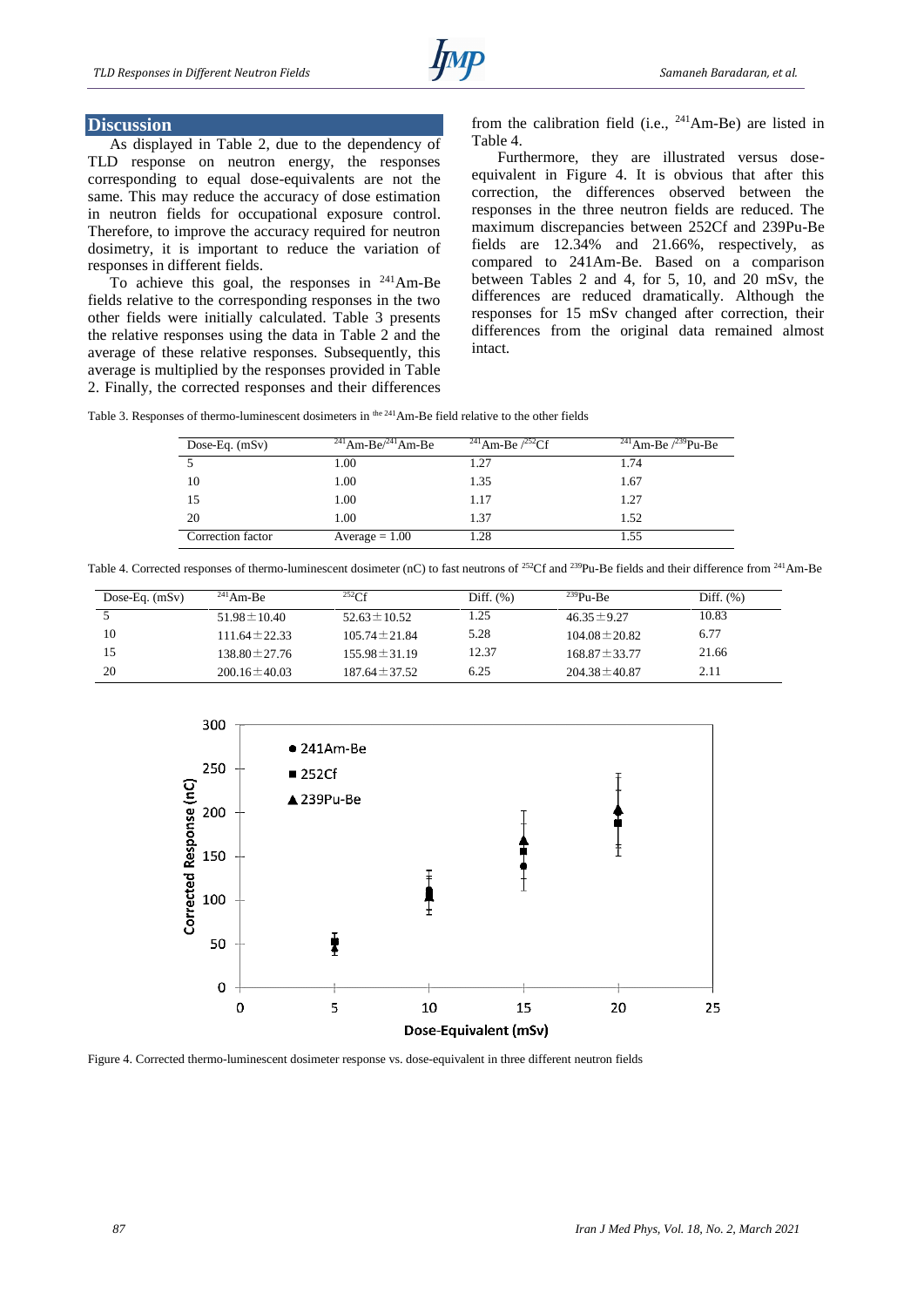## Discussion

As displayed in Table 2, due to the dependency of TLD response on neutron energy, the responses corresponding to equal dose-equivalents are not the same. This may reduce the accuracy of dose estimation in neutron fields for occupational exposure control. Therefore, to improve the accuracy required for neutron dosimetry, it is important to reduce the variation of responses in different fields.

To achieve this goal, the responses in $^{241}$Am-Be fields relative to the corresponding responses in the two other fields were initially calculated. Table 3 presents the relative responses using the data in Table 2 and the average of these relative responses. Subsequently, this average is multiplied by the responses provided in Table 2. Finally, the corrected responses and their differences from the calibration field (i.e., $^{241}$Am-Be) are listed in Table 4.

Furthermore, they are illustrated versus dose-equivalent in Figure 4. It is obvious that after this correction, the differences observed between the responses in the three neutron fields are reduced. The maximum discrepancies between 252Cf and 239Pu-Be fields are 12.34% and 21.66%, respectively, as compared to 241Am-Be. Based on a comparison between Tables 2 and 4, for 5, 10, and 20 mSv, the differences are reduced dramatically. Although the responses for 15 mSv changed after correction, their differences from the original data remained almost intact.

Table 3. Responses of thermo-luminescent dosimeters in $^{the\ 241}$Am-Be field relative to the other fields

| Dose-Eq. (mSv) | $^{241}$Am-Be/$^{241}$Am-Be | $^{241}$Am-Be /$^{252}$Cf | $^{241}$Am-Be /$^{239}$Pu-Be |
|---|---|---|---|
| 5 | 1.00 | 1.27 | 1.74 |
| 10 | 1.00 | 1.35 | 1.67 |
| 15 | 1.00 | 1.17 | 1.27 |
| 20 | 1.00 | 1.37 | 1.52 |
| Correction factor | Average = 1.00 | 1.28 | 1.55 |

Table 4. Corrected responses of thermo-luminescent dosimeter (nC) to fast neutrons of $^{252}$Cf and $^{239}$Pu-Be fields and their difference from $^{241}$Am-Be

| Dose-Eq. (mSv) | $^{241}$Am-Be | $^{252}$Cf | Diff. (%) | $^{239}$Pu-Be | Diff. (%) |
|---|---|---|---|---|---|
| 5 | 51.98±10.40 | 52.63±10.52 | 1.25 | 46.35±9.27 | 10.83 |
| 10 | 111.64±22.33 | 105.74±21.84 | 5.28 | 104.08±20.82 | 6.77 |
| 15 | 138.80±27.76 | 155.98±31.19 | 12.37 | 168.87±33.77 | 21.66 |
| 20 | 200.16±40.03 | 187.64±37.52 | 6.25 | 204.38±40.87 | 2.11 |

Figure 4. Corrected thermo-luminescent dosimeter response vs. dose-equivalent in three different neutron fields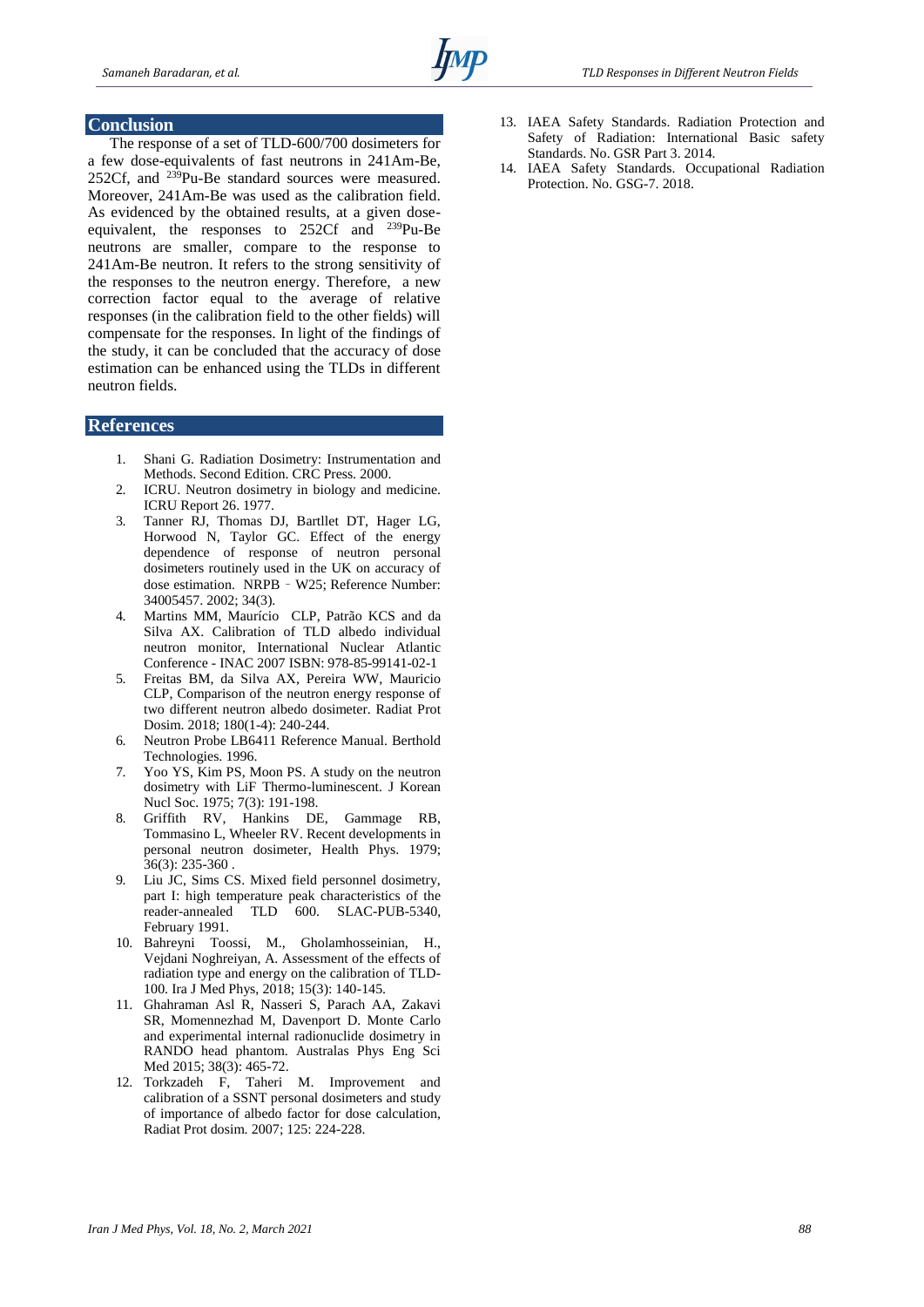## Conclusion

The response of a set of TLD-600/700 dosimeters for a few dose-equivalents of fast neutrons in 241Am-Be, 252Cf, and $^{239}$Pu-Be standard sources were measured. Moreover, 241Am-Be was used as the calibration field. As evidenced by the obtained results, at a given dose-equivalent, the responses to 252Cf and $^{239}$Pu-Be neutrons are smaller, compare to the response to 241Am-Be neutron. It refers to the strong sensitivity of the responses to the neutron energy. Therefore, a new correction factor equal to the average of relative responses (in the calibration field to the other fields) will compensate for the responses. In light of the findings of the study, it can be concluded that the accuracy of dose estimation can be enhanced using the TLDs in different neutron fields.

## References

1. Shani G. Radiation Dosimetry: Instrumentation and Methods. Second Edition. CRC Press. 2000.
2. ICRU. Neutron dosimetry in biology and medicine. ICRU Report 26. 1977.
3. Tanner RJ, Thomas DJ, Bartllet DT, Hager LG, Horwood N, Taylor GC. Effect of the energy dependence of response of neutron personal dosimeters routinely used in the UK on accuracy of dose estimation. NRPB‐W25; Reference Number: 34005457. 2002; 34(3).
4. Martins MM, Maurício CLP, Patrão KCS and da Silva AX. Calibration of TLD albedo individual neutron monitor, International Nuclear Atlantic Conference - INAC 2007 ISBN: 978-85-99141-02-1
5. Freitas BM, da Silva AX, Pereira WW, Mauricio CLP, Comparison of the neutron energy response of two different neutron albedo dosimeter. Radiat Prot Dosim. 2018; 180(1-4): 240-244.
6. Neutron Probe LB6411 Reference Manual. Berthold Technologies. 1996.
7. Yoo YS, Kim PS, Moon PS. A study on the neutron dosimetry with LiF Thermo-luminescent. J Korean Nucl Soc. 1975; 7(3): 191-198.
8. Griffith RV, Hankins DE, Gammage RB, Tommasino L, Wheeler RV. Recent developments in personal neutron dosimeter, Health Phys. 1979; 36(3): 235-360 .
9. Liu JC, Sims CS. Mixed field personnel dosimetry, part I: high temperature peak characteristics of the reader-annealed TLD 600. SLAC-PUB-5340, February 1991.
10. Bahreyni Toossi, M., Gholamhosseinian, H., Vejdani Noghreiyan, A. Assessment of the effects of radiation type and energy on the calibration of TLD-100. Ira J Med Phys, 2018; 15(3): 140-145.
11. Ghahraman Asl R, Nasseri S, Parach AA, Zakavi SR, Momennezhad M, Davenport D. Monte Carlo and experimental internal radionuclide dosimetry in RANDO head phantom. Australas Phys Eng Sci Med 2015; 38(3): 465-72.
12. Torkzadeh F, Taheri M. Improvement and calibration of a SSNT personal dosimeters and study of importance of albedo factor for dose calculation, Radiat Prot dosim. 2007; 125: 224-228.
13. IAEA Safety Standards. Radiation Protection and Safety of Radiation: International Basic safety Standards. No. GSR Part 3. 2014.
14. IAEA Safety Standards. Occupational Radiation Protection. No. GSG-7. 2018.